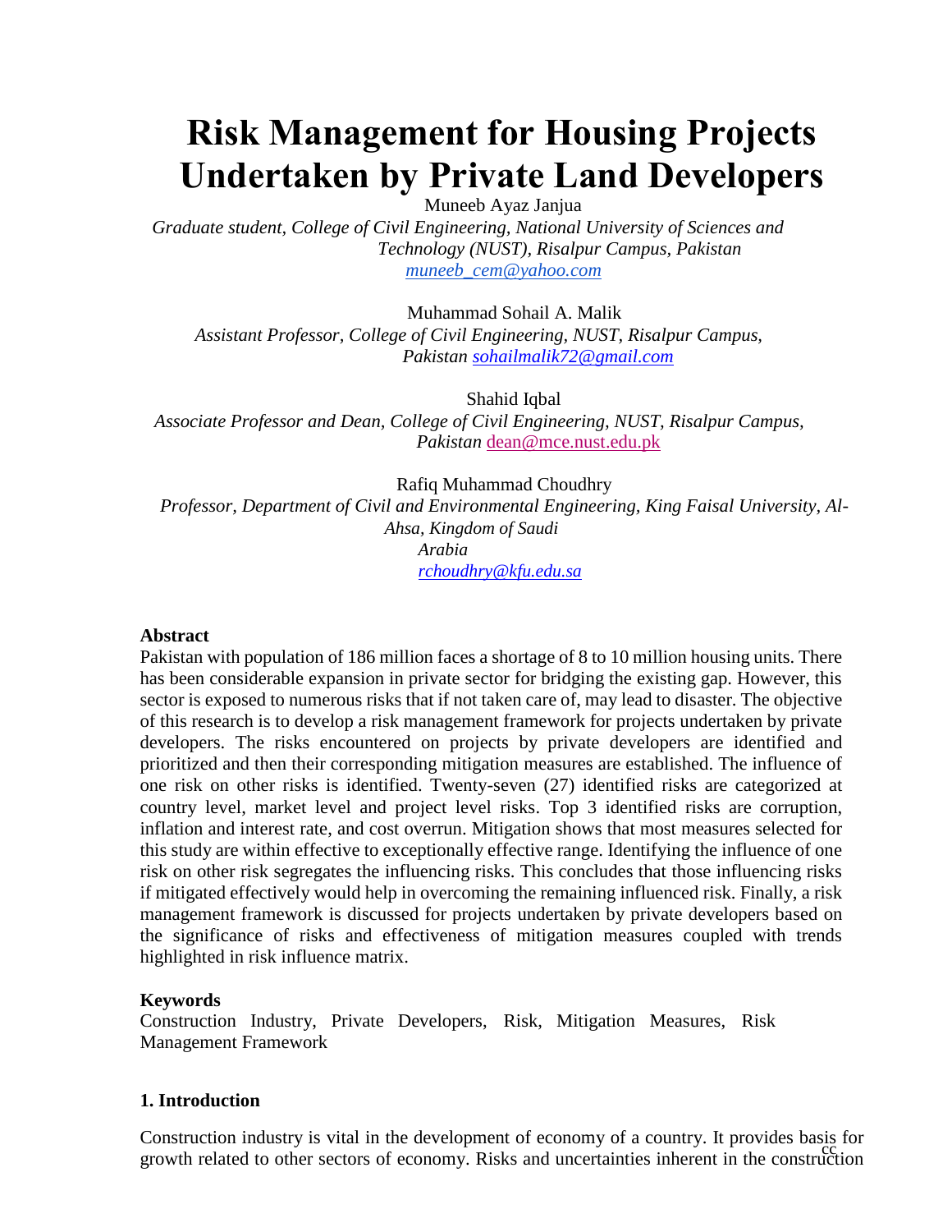# Risk Management for Housing Projects Undertaken by Private Land Developers

Muneeb Ayaz Janjua

*Graduate student, College of Civil Engineering, National University of Sciences and Technology (NUST), Risalpur Campus, Pakistan*
*muneeb_cem@yahoo.com*

Muhammad Sohail A. Malik

*Assistant Professor, College of Civil Engineering, NUST, Risalpur Campus, Pakistan* sohailmalik72@gmail.com

Shahid Iqbal

*Associate Professor and Dean, College of Civil Engineering, NUST, Risalpur Campus, Pakistan* dean@mce.nust.edu.pk

Rafiq Muhammad Choudhry

*Professor, Department of Civil and Environmental Engineering, King Faisal University, Al-Ahsa, Kingdom of Saudi Arabia*
*rchoudhry@kfu.edu.sa*

**Abstract**

Pakistan with population of 186 million faces a shortage of 8 to 10 million housing units. There has been considerable expansion in private sector for bridging the existing gap. However, this sector is exposed to numerous risks that if not taken care of, may lead to disaster. The objective of this research is to develop a risk management framework for projects undertaken by private developers. The risks encountered on projects by private developers are identified and prioritized and then their corresponding mitigation measures are established. The influence of one risk on other risks is identified. Twenty-seven (27) identified risks are categorized at country level, market level and project level risks. Top 3 identified risks are corruption, inflation and interest rate, and cost overrun. Mitigation shows that most measures selected for this study are within effective to exceptionally effective range. Identifying the influence of one risk on other risk segregates the influencing risks. This concludes that those influencing risks if mitigated effectively would help in overcoming the remaining influenced risk. Finally, a risk management framework is discussed for projects undertaken by private developers based on the significance of risks and effectiveness of mitigation measures coupled with trends highlighted in risk influence matrix.

**Keywords**

Construction Industry, Private Developers, Risk, Mitigation Measures, Risk Management Framework

## 1. Introduction

Construction industry is vital in the development of economy of a country. It provides basis for growth related to other sectors of economy. Risks and uncertainties inherent in the construction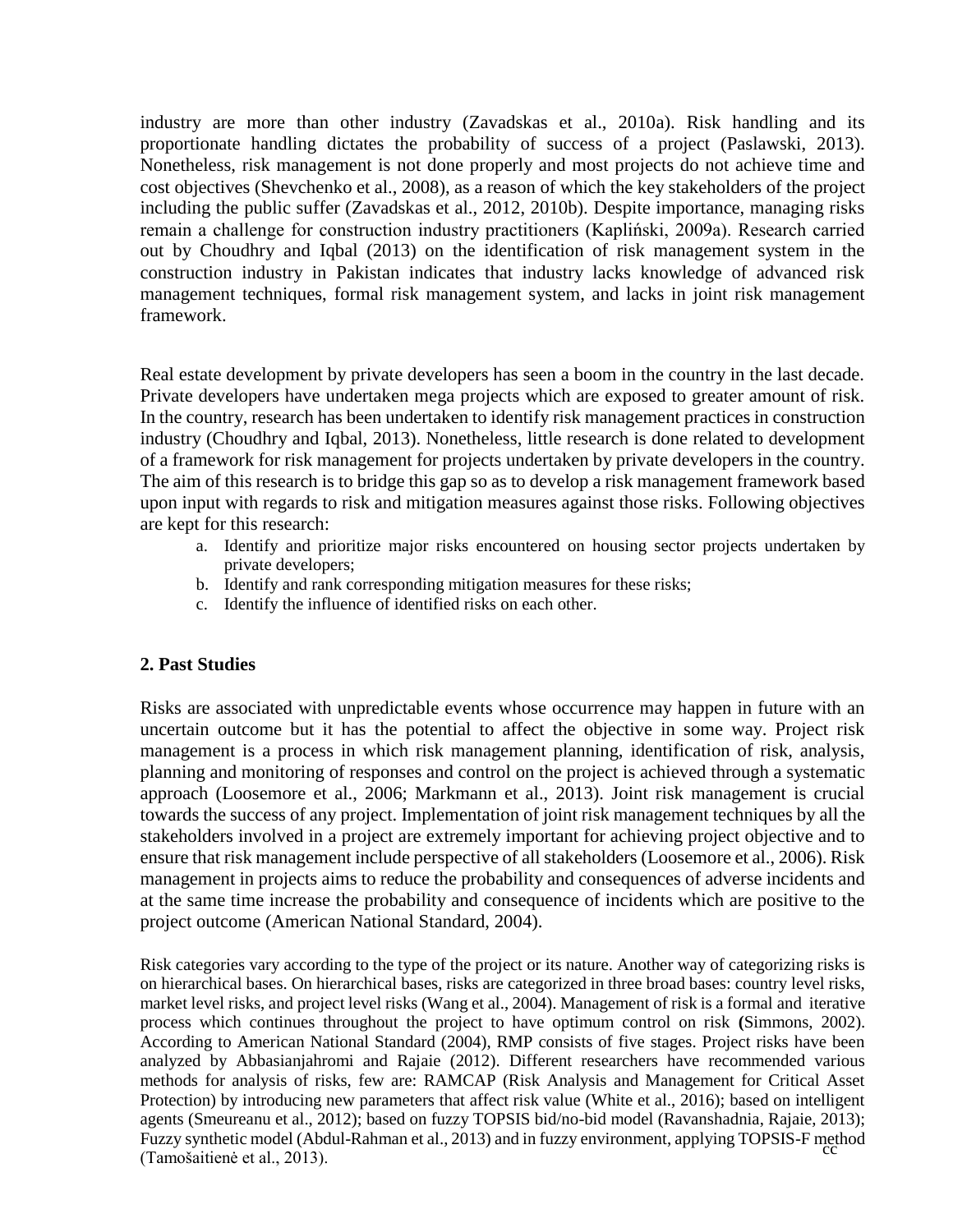industry are more than other industry (Zavadskas et al., 2010a). Risk handling and its proportionate handling dictates the probability of success of a project (Paslawski, 2013). Nonetheless, risk management is not done properly and most projects do not achieve time and cost objectives (Shevchenko et al., 2008), as a reason of which the key stakeholders of the project including the public suffer (Zavadskas et al., 2012, 2010b). Despite importance, managing risks remain a challenge for construction industry practitioners (Kapliński, 2009a). Research carried out by Choudhry and Iqbal (2013) on the identification of risk management system in the construction industry in Pakistan indicates that industry lacks knowledge of advanced risk management techniques, formal risk management system, and lacks in joint risk management framework.

Real estate development by private developers has seen a boom in the country in the last decade. Private developers have undertaken mega projects which are exposed to greater amount of risk. In the country, research has been undertaken to identify risk management practices in construction industry (Choudhry and Iqbal, 2013). Nonetheless, little research is done related to development of a framework for risk management for projects undertaken by private developers in the country. The aim of this research is to bridge this gap so as to develop a risk management framework based upon input with regards to risk and mitigation measures against those risks. Following objectives are kept for this research:

a. Identify and prioritize major risks encountered on housing sector projects undertaken by private developers;
b. Identify and rank corresponding mitigation measures for these risks;
c. Identify the influence of identified risks on each other.

## 2. Past Studies

Risks are associated with unpredictable events whose occurrence may happen in future with an uncertain outcome but it has the potential to affect the objective in some way. Project risk management is a process in which risk management planning, identification of risk, analysis, planning and monitoring of responses and control on the project is achieved through a systematic approach (Loosemore et al., 2006; Markmann et al., 2013). Joint risk management is crucial towards the success of any project. Implementation of joint risk management techniques by all the stakeholders involved in a project are extremely important for achieving project objective and to ensure that risk management include perspective of all stakeholders (Loosemore et al., 2006). Risk management in projects aims to reduce the probability and consequences of adverse incidents and at the same time increase the probability and consequence of incidents which are positive to the project outcome (American National Standard, 2004).

Risk categories vary according to the type of the project or its nature. Another way of categorizing risks is on hierarchical bases. On hierarchical bases, risks are categorized in three broad bases: country level risks, market level risks, and project level risks (Wang et al., 2004). Management of risk is a formal and iterative process which continues throughout the project to have optimum control on risk (Simmons, 2002). According to American National Standard (2004), RMP consists of five stages. Project risks have been analyzed by Abbasianjahromi and Rajaie (2012). Different researchers have recommended various methods for analysis of risks, few are: RAMCAP (Risk Analysis and Management for Critical Asset Protection) by introducing new parameters that affect risk value (White et al., 2016); based on intelligent agents (Smeureanu et al., 2012); based on fuzzy TOPSIS bid/no-bid model (Ravanshadnia, Rajaie, 2013); Fuzzy synthetic model (Abdul-Rahman et al., 2013) and in fuzzy environment, applying TOPSIS-F method (Tamošaitienė et al., 2013).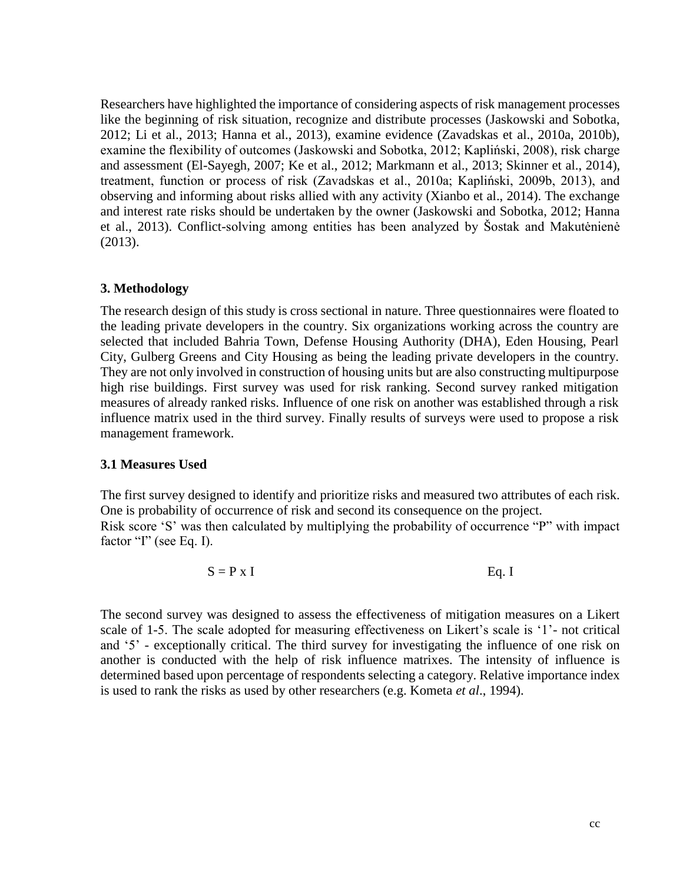Researchers have highlighted the importance of considering aspects of risk management processes like the beginning of risk situation, recognize and distribute processes (Jaskowski and Sobotka, 2012; Li et al., 2013; Hanna et al., 2013), examine evidence (Zavadskas et al., 2010a, 2010b), examine the flexibility of outcomes (Jaskowski and Sobotka, 2012; Kapliński, 2008), risk charge and assessment (El-Sayegh, 2007; Ke et al., 2012; Markmann et al., 2013; Skinner et al., 2014), treatment, function or process of risk (Zavadskas et al., 2010a; Kapliński, 2009b, 2013), and observing and informing about risks allied with any activity (Xianbo et al., 2014). The exchange and interest rate risks should be undertaken by the owner (Jaskowski and Sobotka, 2012; Hanna et al., 2013). Conflict-solving among entities has been analyzed by Šostak and Makutėnienė (2013).

## 3. Methodology

The research design of this study is cross sectional in nature. Three questionnaires were floated to the leading private developers in the country. Six organizations working across the country are selected that included Bahria Town, Defense Housing Authority (DHA), Eden Housing, Pearl City, Gulberg Greens and City Housing as being the leading private developers in the country. They are not only involved in construction of housing units but are also constructing multipurpose high rise buildings. First survey was used for risk ranking. Second survey ranked mitigation measures of already ranked risks. Influence of one risk on another was established through a risk influence matrix used in the third survey. Finally results of surveys were used to propose a risk management framework.

### 3.1 Measures Used

The first survey designed to identify and prioritize risks and measured two attributes of each risk. One is probability of occurrence of risk and second its consequence on the project.
Risk score 'S' was then calculated by multiplying the probability of occurrence "P" with impact factor "I" (see Eq. I).

$$S = P \times I \qquad \text{Eq. I}$$

The second survey was designed to assess the effectiveness of mitigation measures on a Likert scale of 1-5. The scale adopted for measuring effectiveness on Likert's scale is '1'- not critical and '5' - exceptionally critical. The third survey for investigating the influence of one risk on another is conducted with the help of risk influence matrixes. The intensity of influence is determined based upon percentage of respondents selecting a category. Relative importance index is used to rank the risks as used by other researchers (e.g. Kometa *et al*., 1994).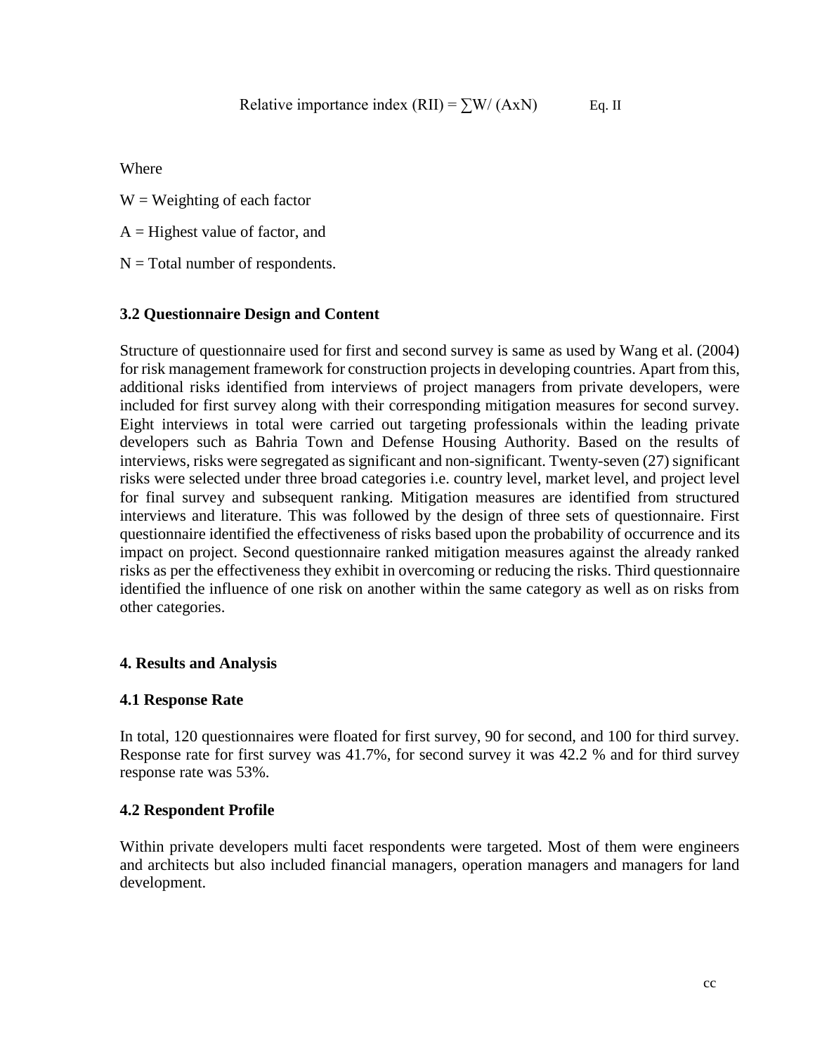$$\text{Relative importance index (RII)} = \sum W / (A \times N) \qquad \text{Eq. II}$$

Where

W = Weighting of each factor

A = Highest value of factor, and

N = Total number of respondents.

### 3.2 Questionnaire Design and Content

Structure of questionnaire used for first and second survey is same as used by Wang et al. (2004) for risk management framework for construction projects in developing countries. Apart from this, additional risks identified from interviews of project managers from private developers, were included for first survey along with their corresponding mitigation measures for second survey. Eight interviews in total were carried out targeting professionals within the leading private developers such as Bahria Town and Defense Housing Authority. Based on the results of interviews, risks were segregated as significant and non-significant. Twenty-seven (27) significant risks were selected under three broad categories i.e. country level, market level, and project level for final survey and subsequent ranking. Mitigation measures are identified from structured interviews and literature. This was followed by the design of three sets of questionnaire. First questionnaire identified the effectiveness of risks based upon the probability of occurrence and its impact on project. Second questionnaire ranked mitigation measures against the already ranked risks as per the effectiveness they exhibit in overcoming or reducing the risks. Third questionnaire identified the influence of one risk on another within the same category as well as on risks from other categories.

## 4. Results and Analysis

### 4.1 Response Rate

In total, 120 questionnaires were floated for first survey, 90 for second, and 100 for third survey. Response rate for first survey was 41.7%, for second survey it was 42.2 % and for third survey response rate was 53%.

### 4.2 Respondent Profile

Within private developers multi facet respondents were targeted. Most of them were engineers and architects but also included financial managers, operation managers and managers for land development.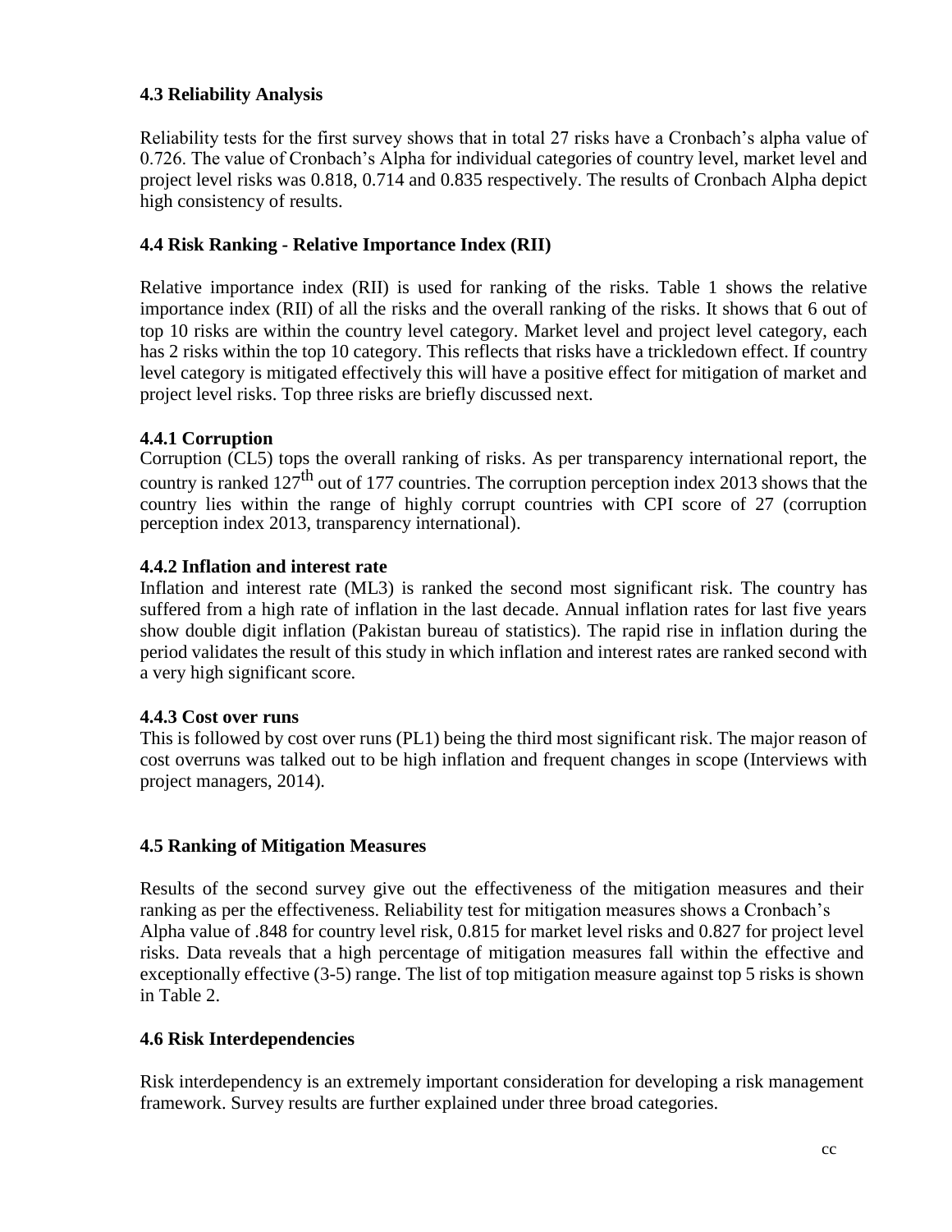### 4.3 Reliability Analysis

Reliability tests for the first survey shows that in total 27 risks have a Cronbach's alpha value of 0.726. The value of Cronbach's Alpha for individual categories of country level, market level and project level risks was 0.818, 0.714 and 0.835 respectively. The results of Cronbach Alpha depict high consistency of results.

### 4.4 Risk Ranking - Relative Importance Index (RII)

Relative importance index (RII) is used for ranking of the risks. Table 1 shows the relative importance index (RII) of all the risks and the overall ranking of the risks. It shows that 6 out of top 10 risks are within the country level category. Market level and project level category, each has 2 risks within the top 10 category. This reflects that risks have a trickledown effect. If country level category is mitigated effectively this will have a positive effect for mitigation of market and project level risks. Top three risks are briefly discussed next.

#### 4.4.1 Corruption

Corruption (CL5) tops the overall ranking of risks. As per transparency international report, the country is ranked 127$^{th}$ out of 177 countries. The corruption perception index 2013 shows that the country lies within the range of highly corrupt countries with CPI score of 27 (corruption perception index 2013, transparency international).

#### 4.4.2 Inflation and interest rate

Inflation and interest rate (ML3) is ranked the second most significant risk. The country has suffered from a high rate of inflation in the last decade. Annual inflation rates for last five years show double digit inflation (Pakistan bureau of statistics). The rapid rise in inflation during the period validates the result of this study in which inflation and interest rates are ranked second with a very high significant score.

#### 4.4.3 Cost over runs

This is followed by cost over runs (PL1) being the third most significant risk. The major reason of cost overruns was talked out to be high inflation and frequent changes in scope (Interviews with project managers, 2014).

### 4.5 Ranking of Mitigation Measures

Results of the second survey give out the effectiveness of the mitigation measures and their ranking as per the effectiveness. Reliability test for mitigation measures shows a Cronbach's Alpha value of .848 for country level risk, 0.815 for market level risks and 0.827 for project level risks. Data reveals that a high percentage of mitigation measures fall within the effective and exceptionally effective (3-5) range. The list of top mitigation measure against top 5 risks is shown in Table 2.

### 4.6 Risk Interdependencies

Risk interdependency is an extremely important consideration for developing a risk management framework. Survey results are further explained under three broad categories.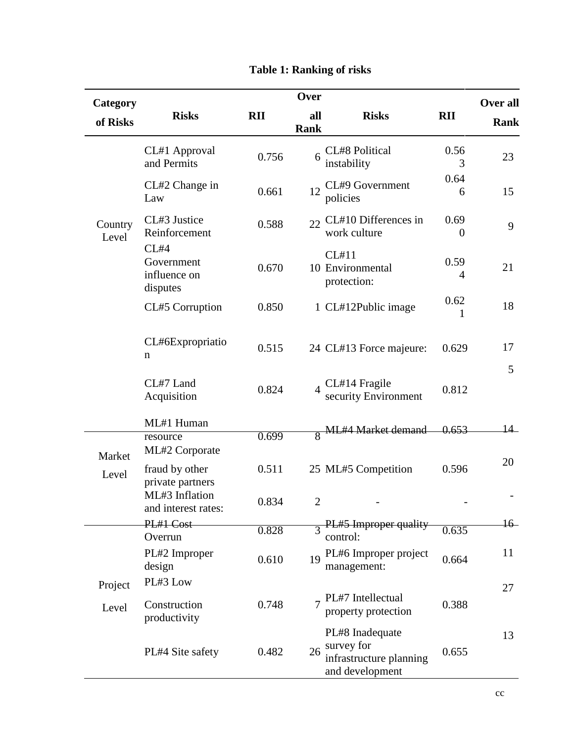**Table 1: Ranking of risks**

| Category of Risks | Risks | RII | Over all Rank | Risks | RII | Over all Rank |
|---|---|---|---|---|---|---|
| Country Level | CL#1 Approval and Permits | 0.756 | 6 | CL#8 Political instability | 0.563 | 23 |
| | CL#2 Change in Law | 0.661 | 12 | CL#9 Government policies | 0.646 | 15 |
| | CL#3 Justice Reinforcement | 0.588 | 22 | CL#10 Differences in work culture | 0.690 | 9 |
| | CL#4 Government influence on disputes | 0.670 | 10 | CL#11 Environmental protection: | 0.594 | 21 |
| | CL#5 Corruption | 0.850 | 1 | CL#12Public image | 0.621 | 18 |
| | CL#6Expropriation | 0.515 | 24 | CL#13 Force majeure: | 0.629 | 17 |
| | CL#7 Land Acquisition | 0.824 | 4 | CL#14 Fragile security Environment | 0.812 | 5 |
| Market Level | ML#1 Human resource | 0.699 | 8 | ML#4 Market demand | 0.653 | 14 |
| | ML#2 Corporate fraud by other private partners | 0.511 | 25 | ML#5 Competition | 0.596 | 20 |
| | ML#3 Inflation and interest rates: | 0.834 | 2 | - | - | - |
| Project Level | PL#1 Cost Overrun | 0.828 | 3 | PL#5 Improper quality control: | 0.635 | 16 |
| | PL#2 Improper design | 0.610 | 19 | PL#6 Improper project management: | 0.664 | 11 |
| | PL#3 Low Construction productivity | 0.748 | 7 | PL#7 Intellectual property protection | 0.388 | 27 |
| | PL#4 Site safety | 0.482 | 26 | PL#8 Inadequate survey for infrastructure planning and development | 0.655 | 13 |

cc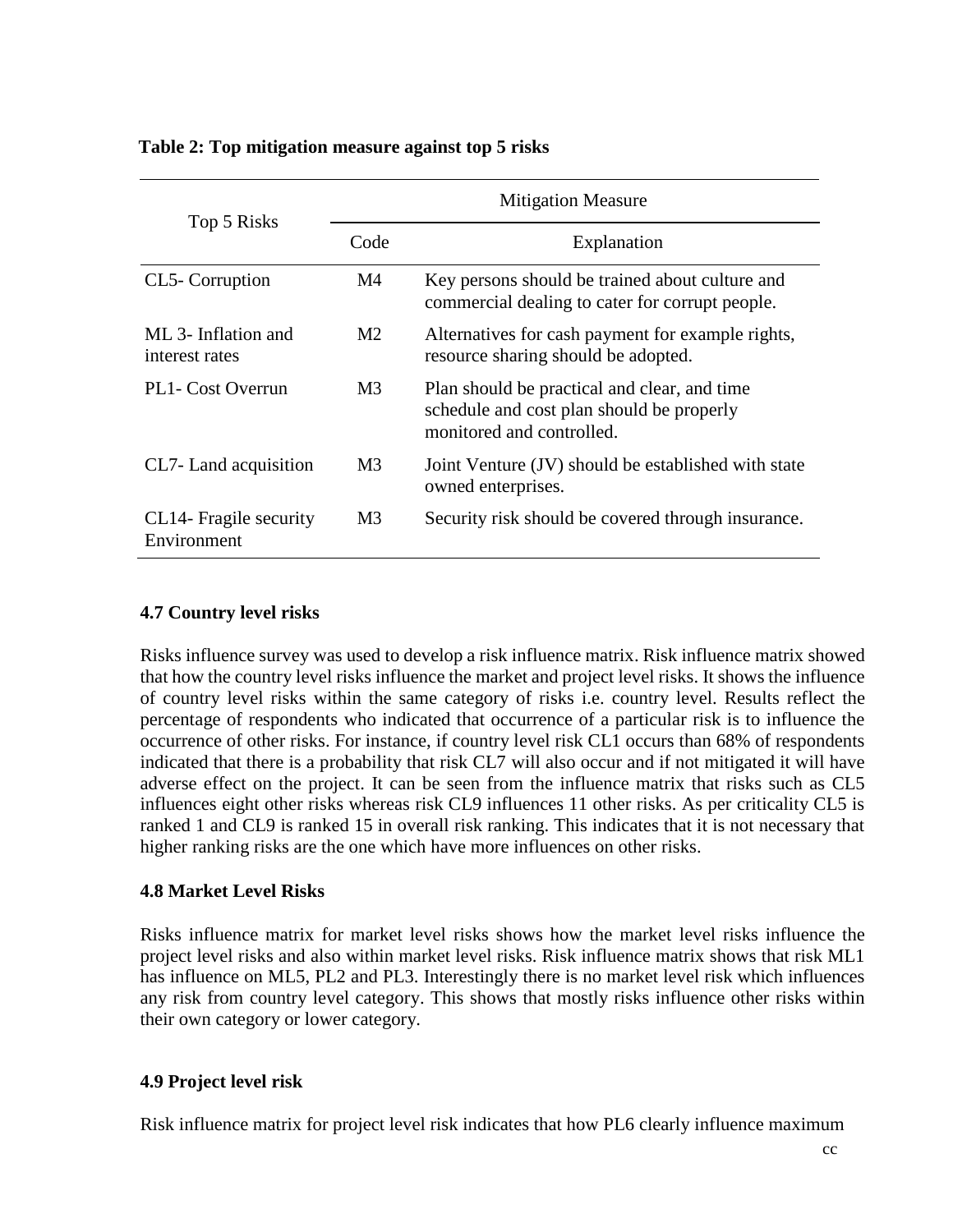**Table 2: Top mitigation measure against top 5 risks**

| Top 5 Risks | Mitigation Measure | |
|---|---|---|
| | Code | Explanation |
| CL5- Corruption | M4 | Key persons should be trained about culture and commercial dealing to cater for corrupt people. |
| ML 3- Inflation and interest rates | M2 | Alternatives for cash payment for example rights, resource sharing should be adopted. |
| PL1- Cost Overrun | M3 | Plan should be practical and clear, and time schedule and cost plan should be properly monitored and controlled. |
| CL7- Land acquisition | M3 | Joint Venture (JV) should be established with state owned enterprises. |
| CL14- Fragile security Environment | M3 | Security risk should be covered through insurance. |

### 4.7 Country level risks

Risks influence survey was used to develop a risk influence matrix. Risk influence matrix showed that how the country level risks influence the market and project level risks. It shows the influence of country level risks within the same category of risks i.e. country level. Results reflect the percentage of respondents who indicated that occurrence of a particular risk is to influence the occurrence of other risks. For instance, if country level risk CL1 occurs than 68% of respondents indicated that there is a probability that risk CL7 will also occur and if not mitigated it will have adverse effect on the project. It can be seen from the influence matrix that risks such as CL5 influences eight other risks whereas risk CL9 influences 11 other risks. As per criticality CL5 is ranked 1 and CL9 is ranked 15 in overall risk ranking. This indicates that it is not necessary that higher ranking risks are the one which have more influences on other risks.

### 4.8 Market Level Risks

Risks influence matrix for market level risks shows how the market level risks influence the project level risks and also within market level risks. Risk influence matrix shows that risk ML1 has influence on ML5, PL2 and PL3. Interestingly there is no market level risk which influences any risk from country level category. This shows that mostly risks influence other risks within their own category or lower category.

### 4.9 Project level risk

Risk influence matrix for project level risk indicates that how PL6 clearly influence maximum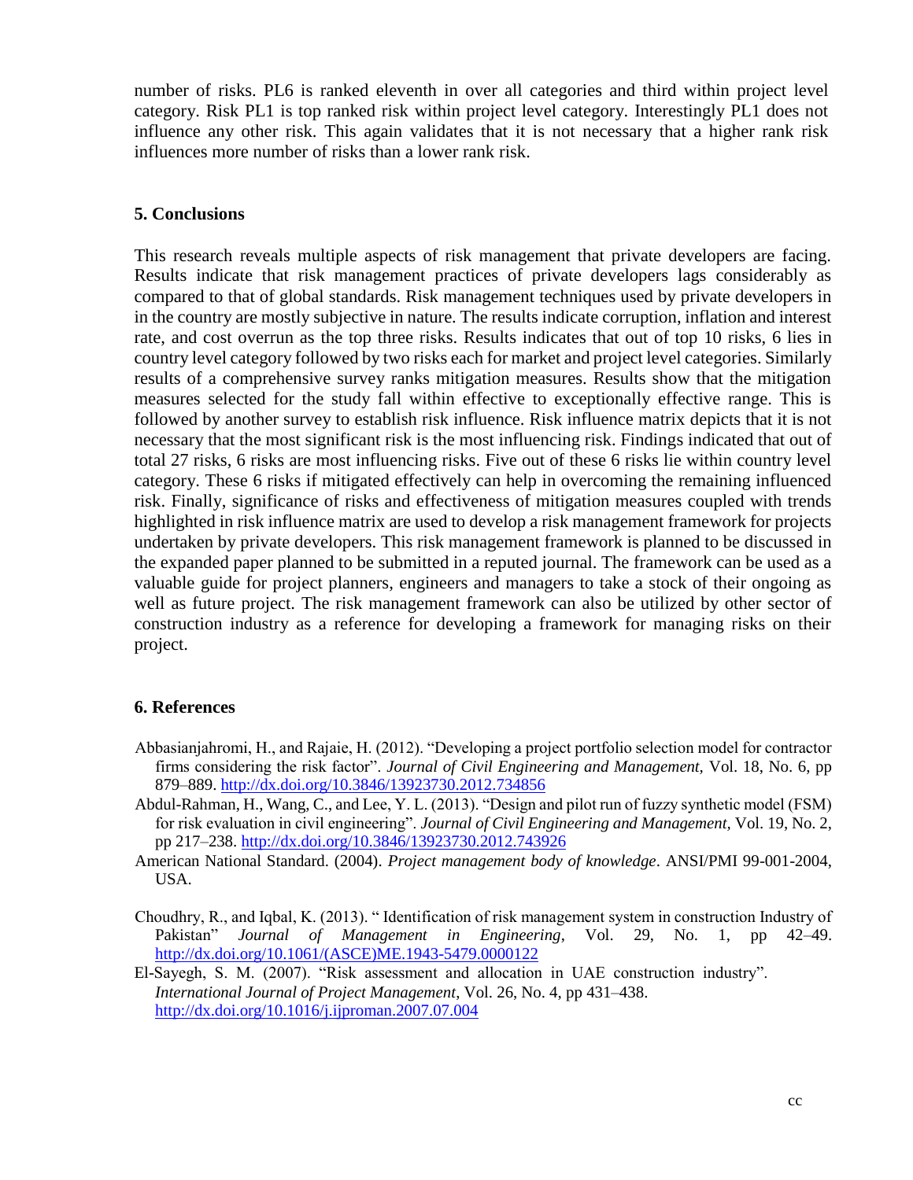number of risks. PL6 is ranked eleventh in over all categories and third within project level category. Risk PL1 is top ranked risk within project level category. Interestingly PL1 does not influence any other risk. This again validates that it is not necessary that a higher rank risk influences more number of risks than a lower rank risk.

## 5. Conclusions

This research reveals multiple aspects of risk management that private developers are facing. Results indicate that risk management practices of private developers lags considerably as compared to that of global standards. Risk management techniques used by private developers in in the country are mostly subjective in nature. The results indicate corruption, inflation and interest rate, and cost overrun as the top three risks. Results indicates that out of top 10 risks, 6 lies in country level category followed by two risks each for market and project level categories. Similarly results of a comprehensive survey ranks mitigation measures. Results show that the mitigation measures selected for the study fall within effective to exceptionally effective range. This is followed by another survey to establish risk influence. Risk influence matrix depicts that it is not necessary that the most significant risk is the most influencing risk. Findings indicated that out of total 27 risks, 6 risks are most influencing risks. Five out of these 6 risks lie within country level category. These 6 risks if mitigated effectively can help in overcoming the remaining influenced risk. Finally, significance of risks and effectiveness of mitigation measures coupled with trends highlighted in risk influence matrix are used to develop a risk management framework for projects undertaken by private developers. This risk management framework is planned to be discussed in the expanded paper planned to be submitted in a reputed journal. The framework can be used as a valuable guide for project planners, engineers and managers to take a stock of their ongoing as well as future project. The risk management framework can also be utilized by other sector of construction industry as a reference for developing a framework for managing risks on their project.

## 6. References

Abbasianjahromi, H., and Rajaie, H. (2012). "Developing a project portfolio selection model for contractor firms considering the risk factor". *Journal of Civil Engineering and Management,* Vol. 18, No. 6, pp 879–889. http://dx.doi.org/10.3846/13923730.2012.734856

Abdul-Rahman, H., Wang, C., and Lee, Y. L. (2013). "Design and pilot run of fuzzy synthetic model (FSM) for risk evaluation in civil engineering". *Journal of Civil Engineering and Management,* Vol. 19, No. 2, pp 217–238. http://dx.doi.org/10.3846/13923730.2012.743926

American National Standard. (2004). *Project management body of knowledge*. ANSI/PMI 99-001-2004, USA.

Choudhry, R., and Iqbal, K. (2013). " Identification of risk management system in construction Industry of Pakistan" *Journal of Management in Engineering*, Vol. 29, No. 1, pp 42–49. http://dx.doi.org/10.1061/(ASCE)ME.1943-5479.0000122

El-Sayegh, S. M. (2007). "Risk assessment and allocation in UAE construction industry". *International Journal of Project Management*, Vol. 26, No. 4, pp 431–438. http://dx.doi.org/10.1016/j.ijproman.2007.07.004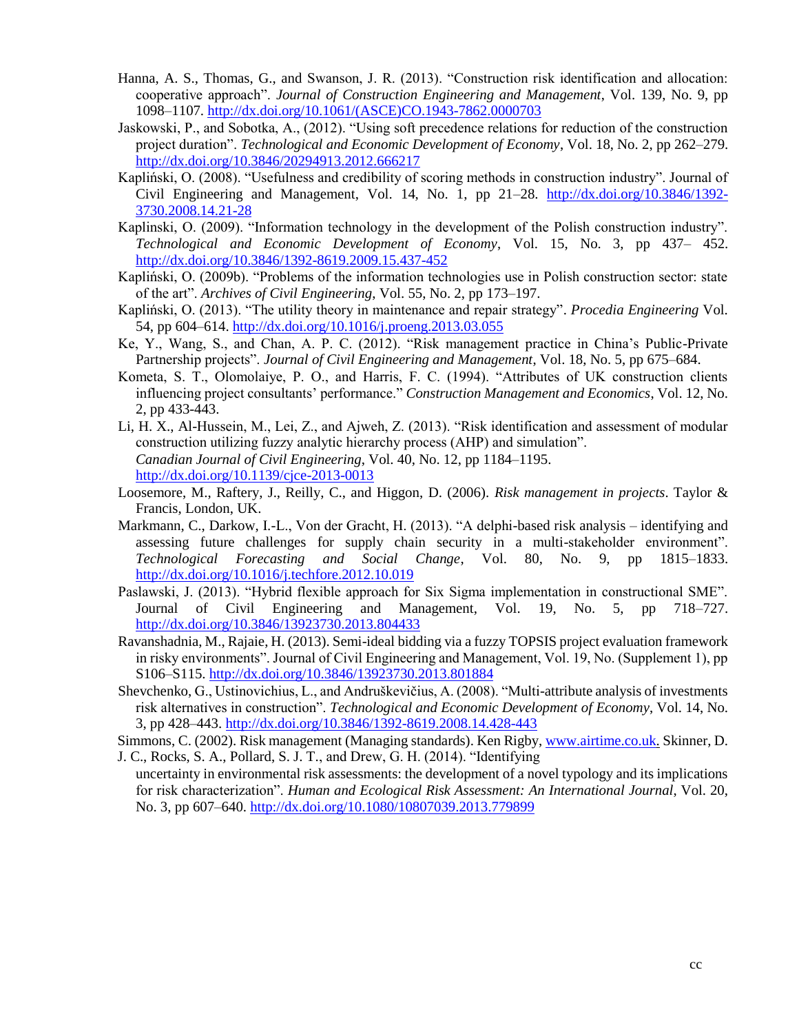Hanna, A. S., Thomas, G., and Swanson, J. R. (2013). "Construction risk identification and allocation: cooperative approach". *Journal of Construction Engineering and Management*, Vol. 139, No. 9, pp 1098–1107. http://dx.doi.org/10.1061/(ASCE)CO.1943-7862.0000703

Jaskowski, P., and Sobotka, A., (2012). "Using soft precedence relations for reduction of the construction project duration". *Technological and Economic Development of Economy*, Vol. 18, No. 2, pp 262–279. http://dx.doi.org/10.3846/20294913.2012.666217

Kapliński, O. (2008). "Usefulness and credibility of scoring methods in construction industry". Journal of Civil Engineering and Management, Vol. 14, No. 1, pp 21–28. http://dx.doi.org/10.3846/1392-3730.2008.14.21-28

Kaplinski, O. (2009). "Information technology in the development of the Polish construction industry". *Technological and Economic Development of Economy*, Vol. 15, No. 3, pp 437– 452. http://dx.doi.org/10.3846/1392-8619.2009.15.437-452

Kapliński, O. (2009b). "Problems of the information technologies use in Polish construction sector: state of the art". *Archives of Civil Engineering*, Vol. 55, No. 2, pp 173–197.

Kapliński, O. (2013). "The utility theory in maintenance and repair strategy". *Procedia Engineering* Vol. 54, pp 604–614. http://dx.doi.org/10.1016/j.proeng.2013.03.055

Ke, Y., Wang, S., and Chan, A. P. C. (2012). "Risk management practice in China's Public-Private Partnership projects". *Journal of Civil Engineering and Management*, Vol. 18, No. 5, pp 675–684.

Kometa, S. T., Olomolaiye, P. O., and Harris, F. C. (1994). "Attributes of UK construction clients influencing project consultants' performance." *Construction Management and Economics*, Vol. 12, No. 2, pp 433-443.

Li, H. X., Al-Hussein, M., Lei, Z., and Ajweh, Z. (2013). "Risk identification and assessment of modular construction utilizing fuzzy analytic hierarchy process (AHP) and simulation". *Canadian Journal of Civil Engineering*, Vol. 40, No. 12, pp 1184–1195. http://dx.doi.org/10.1139/cjce-2013-0013

Loosemore, M., Raftery, J., Reilly, C., and Higgon, D. (2006). *Risk management in projects*. Taylor & Francis, London, UK.

Markmann, C., Darkow, I.-L., Von der Gracht, H. (2013). "A delphi-based risk analysis – identifying and assessing future challenges for supply chain security in a multi-stakeholder environment". *Technological Forecasting and Social Change*, Vol. 80, No. 9, pp 1815–1833. http://dx.doi.org/10.1016/j.techfore.2012.10.019

Paslawski, J. (2013). "Hybrid flexible approach for Six Sigma implementation in constructional SME". Journal of Civil Engineering and Management, Vol. 19, No. 5, pp 718–727. http://dx.doi.org/10.3846/13923730.2013.804433

Ravanshadnia, M., Rajaie, H. (2013). Semi-ideal bidding via a fuzzy TOPSIS project evaluation framework in risky environments". Journal of Civil Engineering and Management, Vol. 19, No. (Supplement 1), pp S106–S115. http://dx.doi.org/10.3846/13923730.2013.801884

Shevchenko, G., Ustinovichius, L., and Andruškevičius, A. (2008). "Multi-attribute analysis of investments risk alternatives in construction". *Technological and Economic Development of Economy*, Vol. 14, No. 3, pp 428–443. http://dx.doi.org/10.3846/1392-8619.2008.14.428-443

Simmons, C. (2002). Risk management (Managing standards). Ken Rigby, www.airtime.co.uk. Skinner, D. J. C., Rocks, S. A., Pollard, S. J. T., and Drew, G. H. (2014). "Identifying uncertainty in environmental risk assessments: the development of a novel typology and its implications for risk characterization". *Human and Ecological Risk Assessment: An International Journal*, Vol. 20, No. 3, pp 607–640. http://dx.doi.org/10.1080/10807039.2013.779899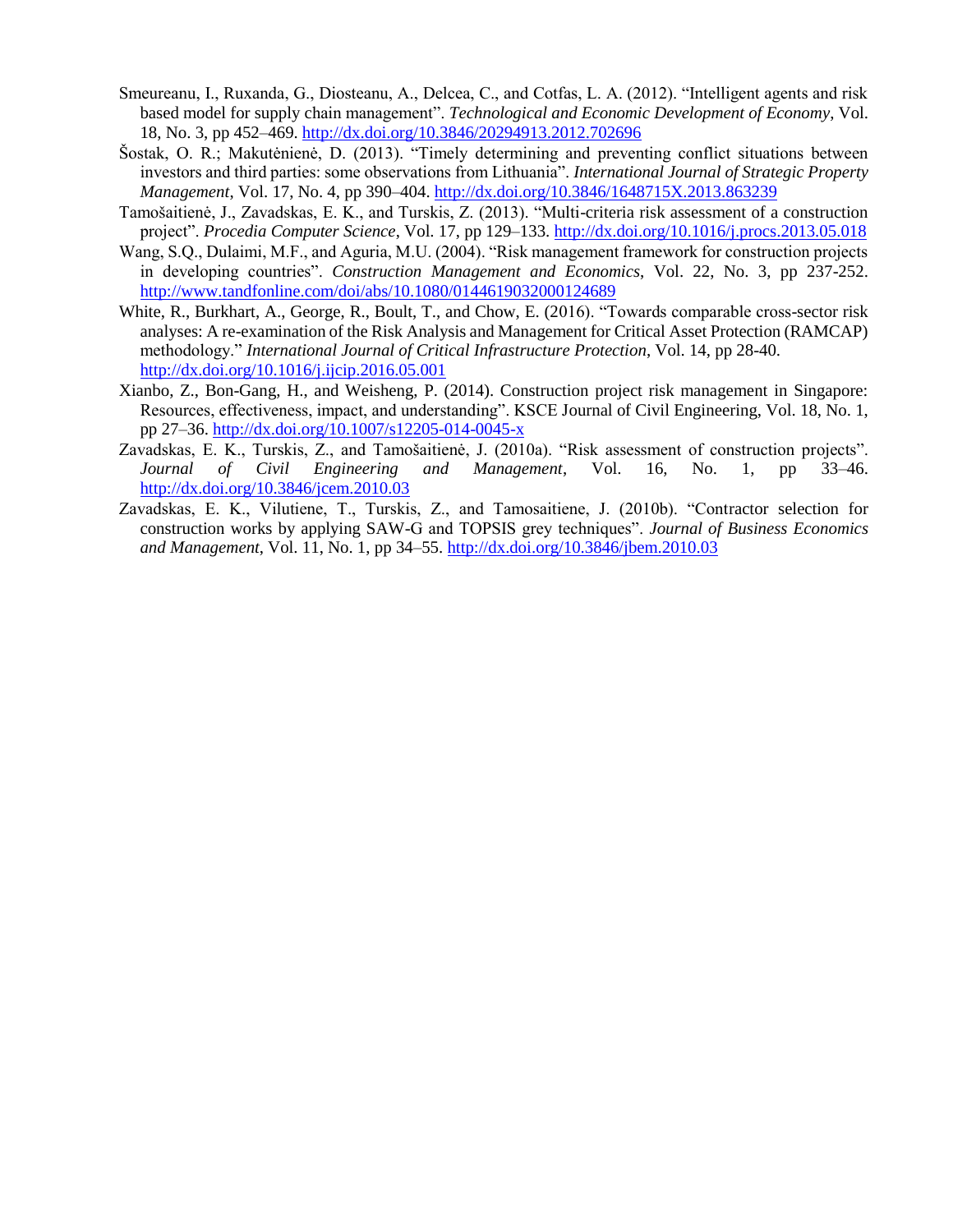Smeureanu, I., Ruxanda, G., Diosteanu, A., Delcea, C., and Cotfas, L. A. (2012). “Intelligent agents and risk based model for supply chain management”. *Technological and Economic Development of Economy*, Vol. 18, No. 3, pp 452–469. http://dx.doi.org/10.3846/20294913.2012.702696

Šostak, O. R.; Makutėnienė, D. (2013). “Timely determining and preventing conflict situations between investors and third parties: some observations from Lithuania”. *International Journal of Strategic Property Management*, Vol. 17, No. 4, pp 390–404. http://dx.doi.org/10.3846/1648715X.2013.863239

Tamošaitienė, J., Zavadskas, E. K., and Turskis, Z. (2013). “Multi-criteria risk assessment of a construction project”. *Procedia Computer Science*, Vol. 17, pp 129–133. http://dx.doi.org/10.1016/j.procs.2013.05.018

Wang, S.Q., Dulaimi, M.F., and Aguria, M.U. (2004). “Risk management framework for construction projects in developing countries”. *Construction Management and Economics*, Vol. 22, No. 3, pp 237-252. http://www.tandfonline.com/doi/abs/10.1080/0144619032000124689

White, R., Burkhart, A., George, R., Boult, T., and Chow, E. (2016). “Towards comparable cross-sector risk analyses: A re-examination of the Risk Analysis and Management for Critical Asset Protection (RAMCAP) methodology.” *International Journal of Critical Infrastructure Protection*, Vol. 14, pp 28-40. http://dx.doi.org/10.1016/j.ijcip.2016.05.001

Xianbo, Z., Bon-Gang, H., and Weisheng, P. (2014). Construction project risk management in Singapore: Resources, effectiveness, impact, and understanding”. KSCE Journal of Civil Engineering, Vol. 18, No. 1, pp 27–36. http://dx.doi.org/10.1007/s12205-014-0045-x

Zavadskas, E. K., Turskis, Z., and Tamošaitienė, J. (2010a). “Risk assessment of construction projects”. *Journal of Civil Engineering and Management*, Vol. 16, No. 1, pp 33–46. http://dx.doi.org/10.3846/jcem.2010.03

Zavadskas, E. K., Vilutiene, T., Turskis, Z., and Tamosaitiene, J. (2010b). “Contractor selection for construction works by applying SAW-G and TOPSIS grey techniques”. *Journal of Business Economics and Management*, Vol. 11, No. 1, pp 34–55. http://dx.doi.org/10.3846/jbem.2010.03